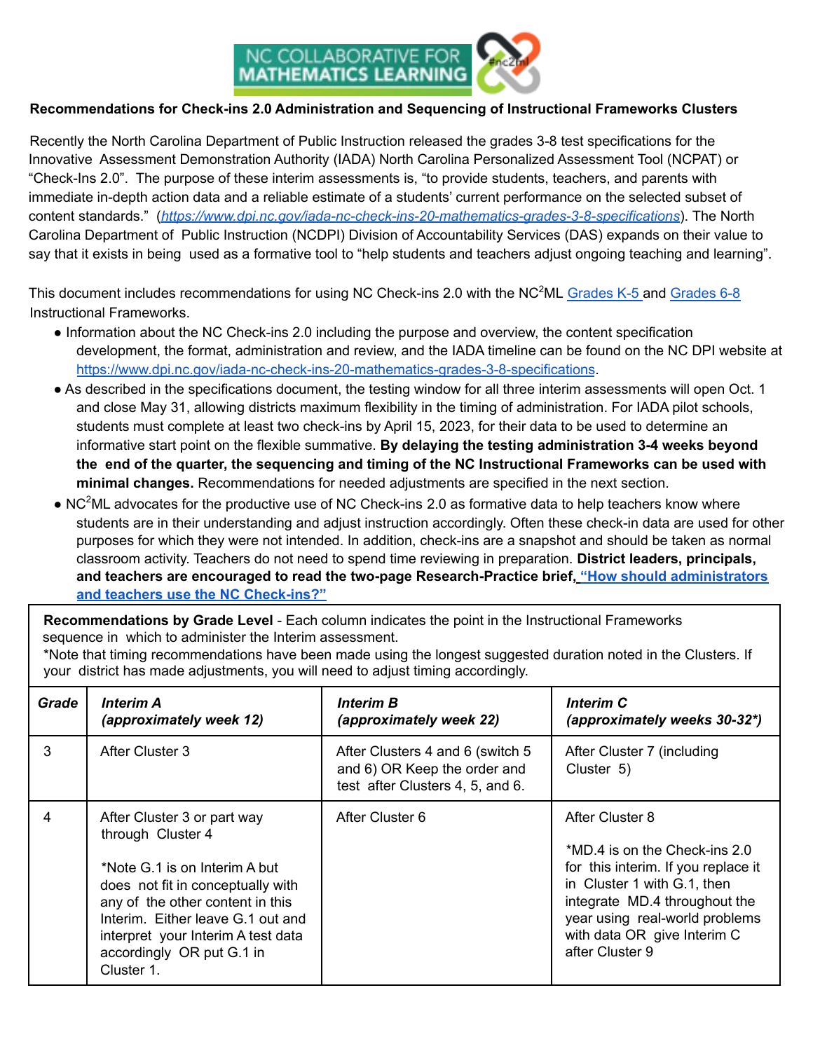**Recommendations for Check-ins 2.0 Administration and Sequencing of Instructional Frameworks Clusters**

Recently the North Carolina Department of Public Instruction released the grades 3-8 test specifications for the Innovative Assessment Demonstration Authority (IADA) North Carolina Personalized Assessment Tool (NCPAT) or "Check-Ins 2.0". The purpose of these interim assessments is, "to provide students, teachers, and parents with immediate in-depth action data and a reliable estimate of a students' current performance on the selected subset of content standards." (*https://www.dpi.nc.gov/iada-nc-check-ins-20-mathematics-grades-3-8-specifications*). The North Carolina Department of Public Instruction (NCDPI) Division of Accountability Services (DAS) expands on their value to say that it exists in being used as a formative tool to "help students and teachers adjust ongoing teaching and learning".

This document includes recommendations for using NC Check-ins 2.0 with the NC$^2$ML Grades K-5 and Grades 6-8 Instructional Frameworks.

- Information about the NC Check-ins 2.0 including the purpose and overview, the content specification development, the format, administration and review, and the IADA timeline can be found on the NC DPI website at https://www.dpi.nc.gov/iada-nc-check-ins-20-mathematics-grades-3-8-specifications.
- As described in the specifications document, the testing window for all three interim assessments will open Oct. 1 and close May 31, allowing districts maximum flexibility in the timing of administration. For IADA pilot schools, students must complete at least two check-ins by April 15, 2023, for their data to be used to determine an informative start point on the flexible summative. **By delaying the testing administration 3-4 weeks beyond the end of the quarter, the sequencing and timing of the NC Instructional Frameworks can be used with minimal changes.** Recommendations for needed adjustments are specified in the next section.
- NC$^2$ML advocates for the productive use of NC Check-ins 2.0 as formative data to help teachers know where students are in their understanding and adjust instruction accordingly. Often these check-in data are used for other purposes for which they were not intended. In addition, check-ins are a snapshot and should be taken as normal classroom activity. Teachers do not need to spend time reviewing in preparation. **District leaders, principals, and teachers are encouraged to read the two-page Research-Practice brief, "How should administrators and teachers use the NC Check-ins?"**

**Recommendations by Grade Level** - Each column indicates the point in the Instructional Frameworks sequence in which to administer the Interim assessment.
*Note that timing recommendations have been made using the longest suggested duration noted in the Clusters. If your district has made adjustments, you will need to adjust timing accordingly.

| ***Grade*** | ***Interim A (approximately week 12)*** | ***Interim B (approximately week 22)*** | ***Interim C (approximately weeks 30-32*)*** |
|---|---|---|---|
| 3 | After Cluster 3 | After Clusters 4 and 6 (switch 5 and 6) OR Keep the order and test after Clusters 4, 5, and 6. | After Cluster 7 (including Cluster 5) |
| 4 | After Cluster 3 or part way through Cluster 4<br><br>*Note G.1 is on Interim A but does not fit in conceptually with any of the other content in this Interim. Either leave G.1 out and interpret your Interim A test data accordingly OR put G.1 in Cluster 1. | After Cluster 6 | After Cluster 8<br><br>*MD.4 is on the Check-ins 2.0 for this interim. If you replace it in Cluster 1 with G.1, then integrate MD.4 throughout the year using real-world problems with data OR give Interim C after Cluster 9 |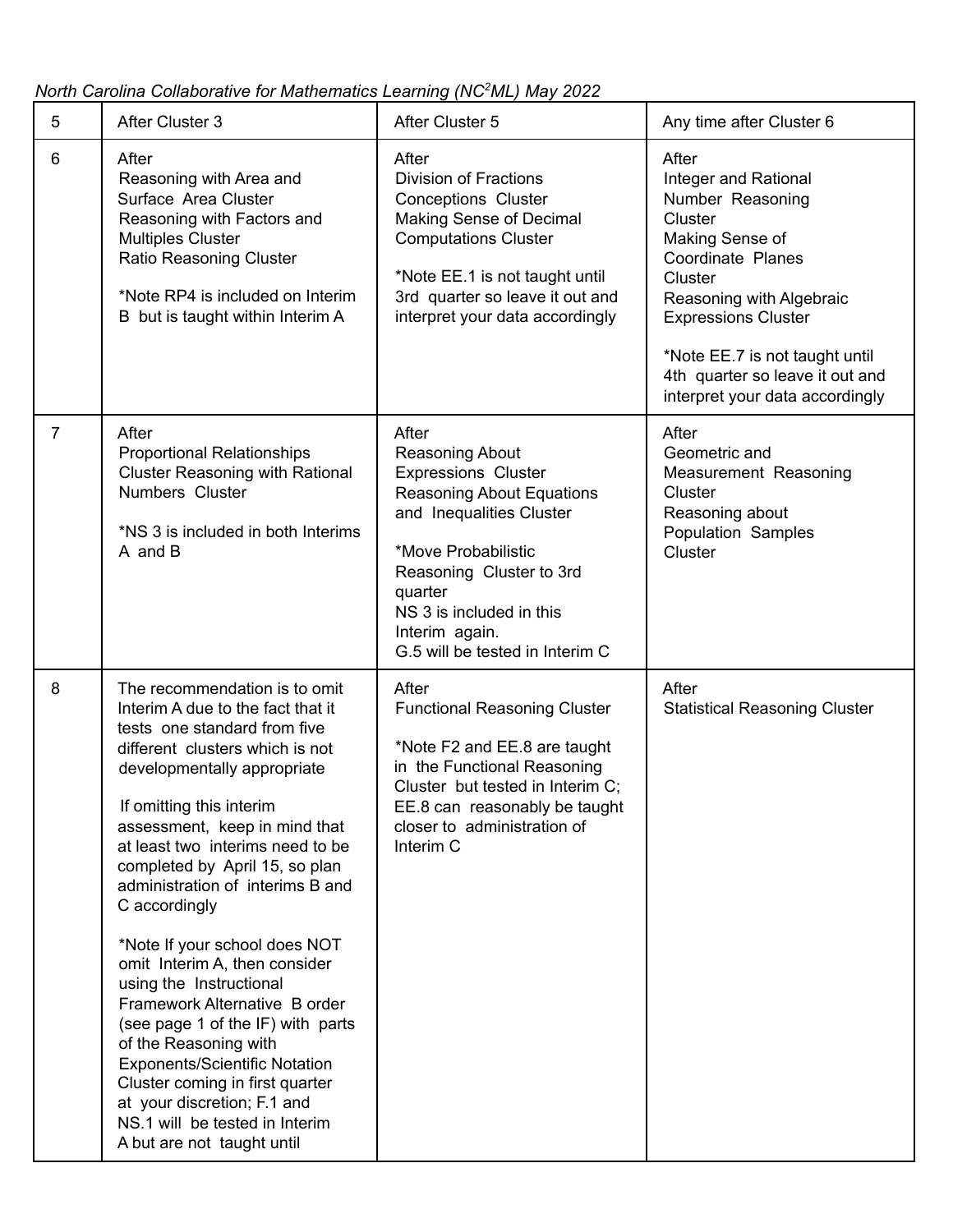*North Carolina Collaborative for Mathematics Learning (NC²ML) May 2022*

| 5 | After Cluster 3 | After Cluster 5 | Any time after Cluster 6 |
|---|---|---|---|
| 6 | After Reasoning with Area and Surface Area Cluster Reasoning with Factors and Multiples Cluster Ratio Reasoning Cluster<br><br>*Note RP4 is included on Interim B but is taught within Interim A | After Division of Fractions Conceptions Cluster Making Sense of Decimal Computations Cluster<br><br>*Note EE.1 is not taught until 3rd quarter so leave it out and interpret your data accordingly | After Integer and Rational Number Reasoning Cluster Making Sense of Coordinate Planes Cluster Reasoning with Algebraic Expressions Cluster<br><br>*Note EE.7 is not taught until 4th quarter so leave it out and interpret your data accordingly |
| 7 | After Proportional Relationships Cluster Reasoning with Rational Numbers Cluster<br><br>*NS 3 is included in both Interims A and B | After Reasoning About Expressions Cluster Reasoning About Equations and Inequalities Cluster<br><br>*Move Probabilistic Reasoning Cluster to 3rd quarter<br>NS 3 is included in this Interim again.<br>G.5 will be tested in Interim C | After Geometric and Measurement Reasoning Cluster Reasoning about Population Samples Cluster |
| 8 | The recommendation is to omit Interim A due to the fact that it tests one standard from five different clusters which is not developmentally appropriate<br><br>If omitting this interim assessment, keep in mind that at least two interims need to be completed by April 15, so plan administration of interims B and C accordingly<br><br>*Note If your school does NOT omit Interim A, then consider using the Instructional Framework Alternative B order (see page 1 of the IF) with parts of the Reasoning with Exponents/Scientific Notation Cluster coming in first quarter at your discretion; F.1 and NS.1 will be tested in Interim A but are not taught until | After Functional Reasoning Cluster<br><br>*Note F2 and EE.8 are taught in the Functional Reasoning Cluster but tested in Interim C; EE.8 can reasonably be taught closer to administration of Interim C | After Statistical Reasoning Cluster |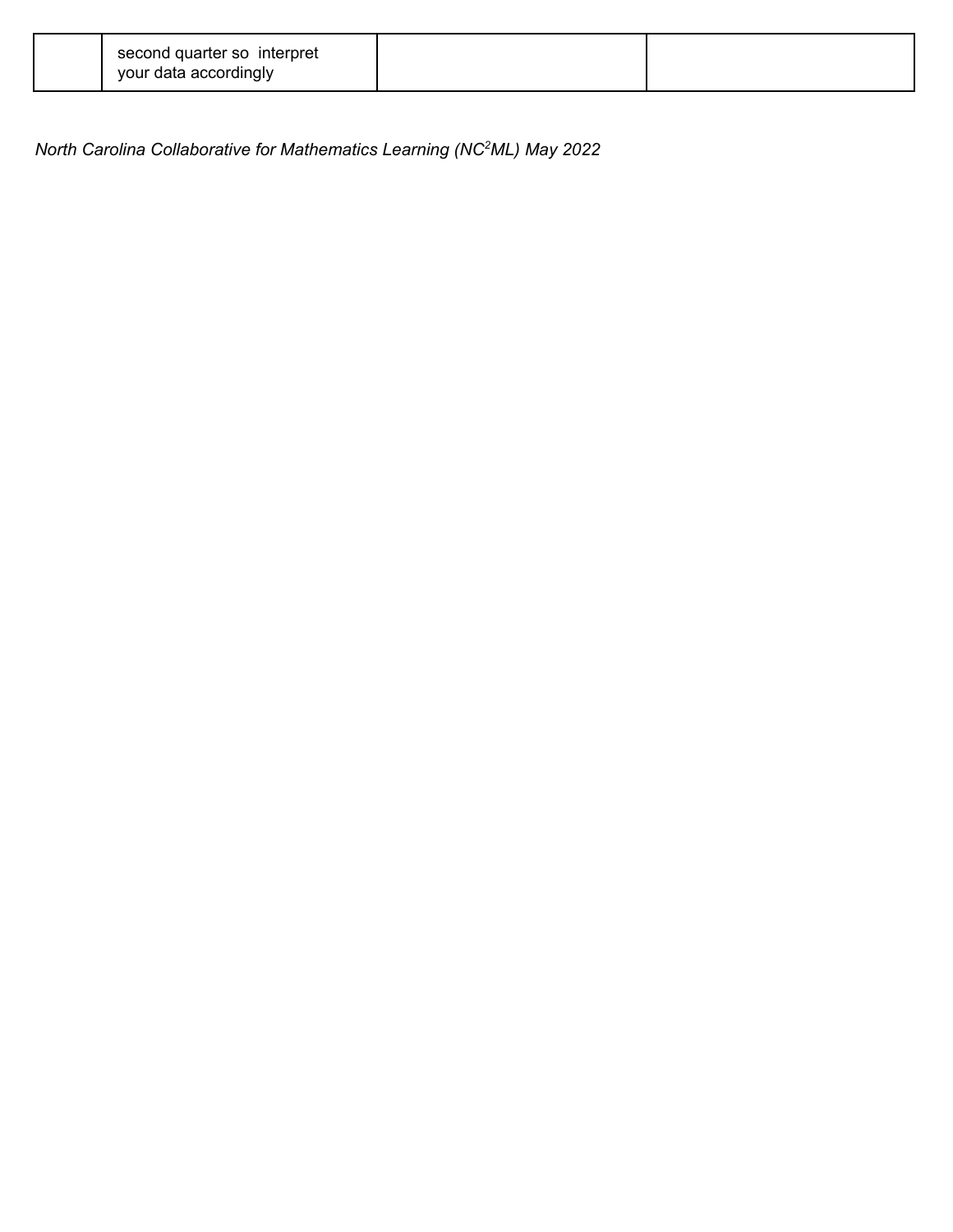| | | | |
|---|---|---|---|
| | second quarter so interpret your data accordingly | | |

*North Carolina Collaborative for Mathematics Learning (NC$^2$ML) May 2022*